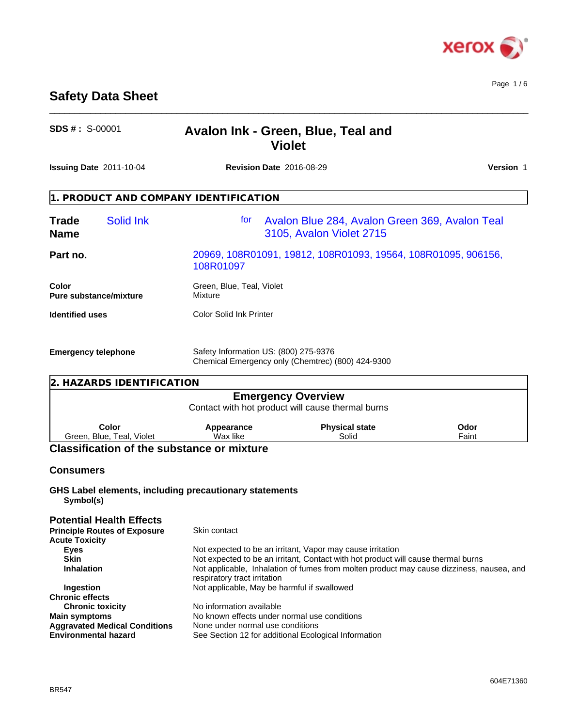# Safety Data Sheet

**SDS # :** S-00001

## Avalon Ink - Green, Blue, Teal and Violet

**Issuing Date** 2011-10-04 **Revision Date** 2016-08-29 **Version** 1

## 1. PRODUCT AND COMPANY IDENTIFICATION

**Trade Name** Solid Ink for Avalon Blue 284, Avalon Green 369, Avalon Teal 3105, Avalon Violet 2715

**Part no.** 20969, 108R01091, 19812, 108R01093, 19564, 108R01095, 906156, 108R01097

**Color** Green, Blue, Teal, Violet
**Pure substance/mixture** Mixture

**Identified uses** Color Solid Ink Printer

**Emergency telephone** Safety Information US: (800) 275-9376
Chemical Emergency only (Chemtrec) (800) 424-9300

## 2. HAZARDS IDENTIFICATION

### Emergency Overview

Contact with hot product will cause thermal burns

| Color | Appearance | Physical state | Odor |
|---|---|---|---|
| Green, Blue, Teal, Violet | Wax like | Solid | Faint |

### Classification of the substance or mixture

### Consumers

**GHS Label elements, including precautionary statements**
**Symbol(s)**

### Potential Health Effects

**Principle Routes of Exposure** Skin contact
**Acute Toxicity**
- **Eyes** Not expected to be an irritant, Vapor may cause irritation
- **Skin** Not expected to be an irritant, Contact with hot product will cause thermal burns
- **Inhalation** Not applicable, Inhalation of fumes from molten product may cause dizziness, nausea, and respiratory tract irritation
- **Ingestion** Not applicable, May be harmful if swallowed

**Chronic effects**
- **Chronic toxicity** No information available

**Main symptoms** No known effects under normal use conditions
**Aggravated Medical Conditions** None under normal use conditions
**Environmental hazard** See Section 12 for additional Ecological Information

BR547

604E71360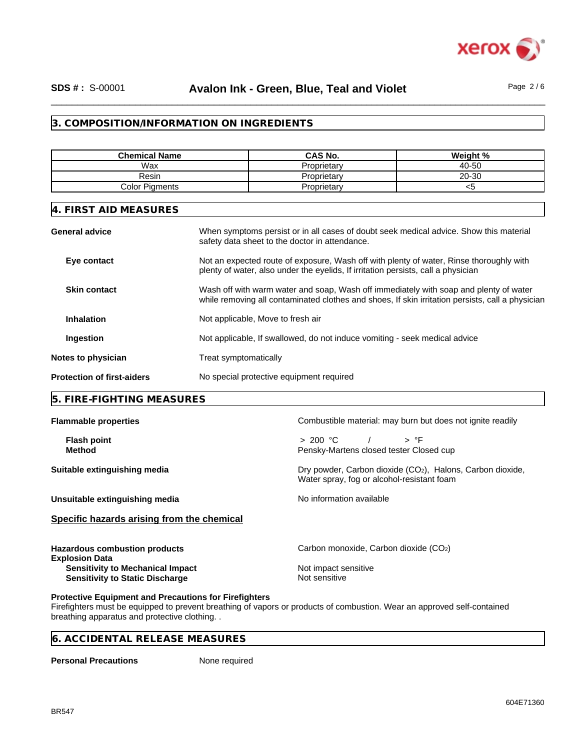## 3. COMPOSITION/INFORMATION ON INGREDIENTS

| Chemical Name | CAS No. | Weight % |
| --- | --- | --- |
| Wax | Proprietary | 40-50 |
| Resin | Proprietary | 20-30 |
| Color Pigments | Proprietary | <5 |

## 4. FIRST AID MEASURES

**General advice** When symptoms persist or in all cases of doubt seek medical advice. Show this material safety data sheet to the doctor in attendance.

**Eye contact** Not an expected route of exposure, Wash off with plenty of water, Rinse thoroughly with plenty of water, also under the eyelids, If irritation persists, call a physician

**Skin contact** Wash off with warm water and soap, Wash off immediately with soap and plenty of water while removing all contaminated clothes and shoes, If skin irritation persists, call a physician

**Inhalation** Not applicable, Move to fresh air

**Ingestion** Not applicable, If swallowed, do not induce vomiting - seek medical advice

**Notes to physician** Treat symptomatically

**Protection of first-aiders** No special protective equipment required

## 5. FIRE-FIGHTING MEASURES

**Flammable properties** Combustible material: may burn but does not ignite readily

**Flash point** > 200 °C / > °F
**Method** Pensky-Martens closed tester Closed cup

**Suitable extinguishing media** Dry powder, Carbon dioxide ($CO_2$), Halons, Carbon dioxide, Water spray, fog or alcohol-resistant foam

**Unsuitable extinguishing media** No information available

**Specific hazards arising from the chemical**

**Hazardous combustion products** Carbon monoxide, Carbon dioxide ($CO_2$)
**Explosion Data**
**Sensitivity to Mechanical Impact** Not impact sensitive
**Sensitivity to Static Discharge** Not sensitive

**Protective Equipment and Precautions for Firefighters**
Firefighters must be equipped to prevent breathing of vapors or products of combustion. Wear an approved self-contained breathing apparatus and protective clothing. .

## 6. ACCIDENTAL RELEASE MEASURES

**Personal Precautions** None required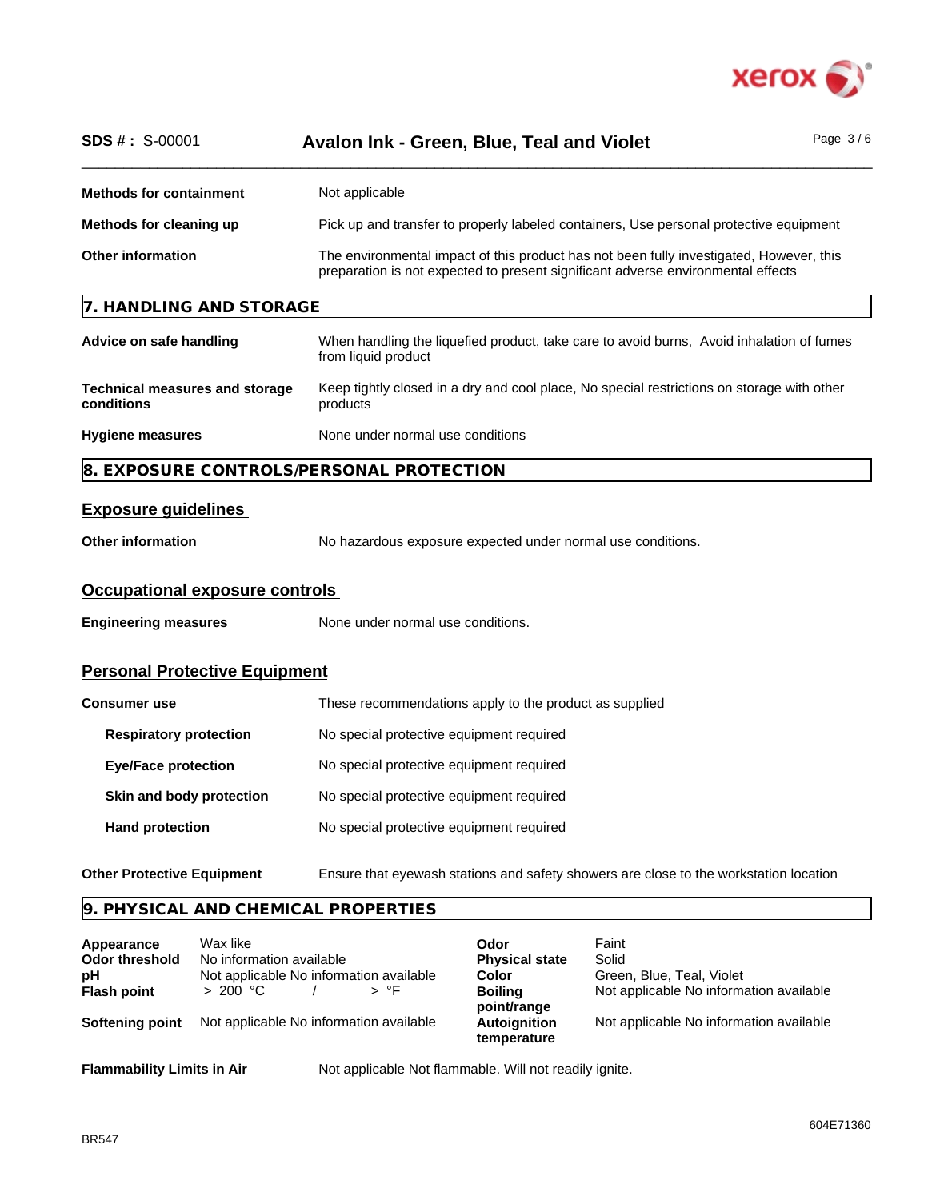| | |
|---|---|
| **Methods for containment** | Not applicable |
| **Methods for cleaning up** | Pick up and transfer to properly labeled containers, Use personal protective equipment |
| **Other information** | The environmental impact of this product has not been fully investigated, However, this preparation is not expected to present significant adverse environmental effects |

## 7. HANDLING AND STORAGE

| | |
|---|---|
| **Advice on safe handling** | When handling the liquefied product, take care to avoid burns, Avoid inhalation of fumes from liquid product |
| **Technical measures and storage conditions** | Keep tightly closed in a dry and cool place, No special restrictions on storage with other products |
| **Hygiene measures** | None under normal use conditions |

## 8. EXPOSURE CONTROLS/PERSONAL PROTECTION

### Exposure guidelines

| | |
|---|---|
| **Other information** | No hazardous exposure expected under normal use conditions. |

### Occupational exposure controls

| | |
|---|---|
| **Engineering measures** | None under normal use conditions. |

### Personal Protective Equipment

| | |
|---|---|
| **Consumer use** | These recommendations apply to the product as supplied |
| **Respiratory protection** | No special protective equipment required |
| **Eye/Face protection** | No special protective equipment required |
| **Skin and body protection** | No special protective equipment required |
| **Hand protection** | No special protective equipment required |
| **Other Protective Equipment** | Ensure that eyewash stations and safety showers are close to the workstation location |

## 9. PHYSICAL AND CHEMICAL PROPERTIES

| | | | |
|---|---|---|---|
| **Appearance** | Wax like | **Odor** | Faint |
| **Odor threshold** | No information available | **Physical state** | Solid |
| **pH** | Not applicable No information available | **Color** | Green, Blue, Teal, Violet |
| **Flash point** | > 200 °C / > °F | **Boiling point/range** | Not applicable No information available |
| **Softening point** | Not applicable No information available | **Autoignition temperature** | Not applicable No information available |

| | |
|---|---|
| **Flammability Limits in Air** | Not applicable Not flammable. Will not readily ignite. |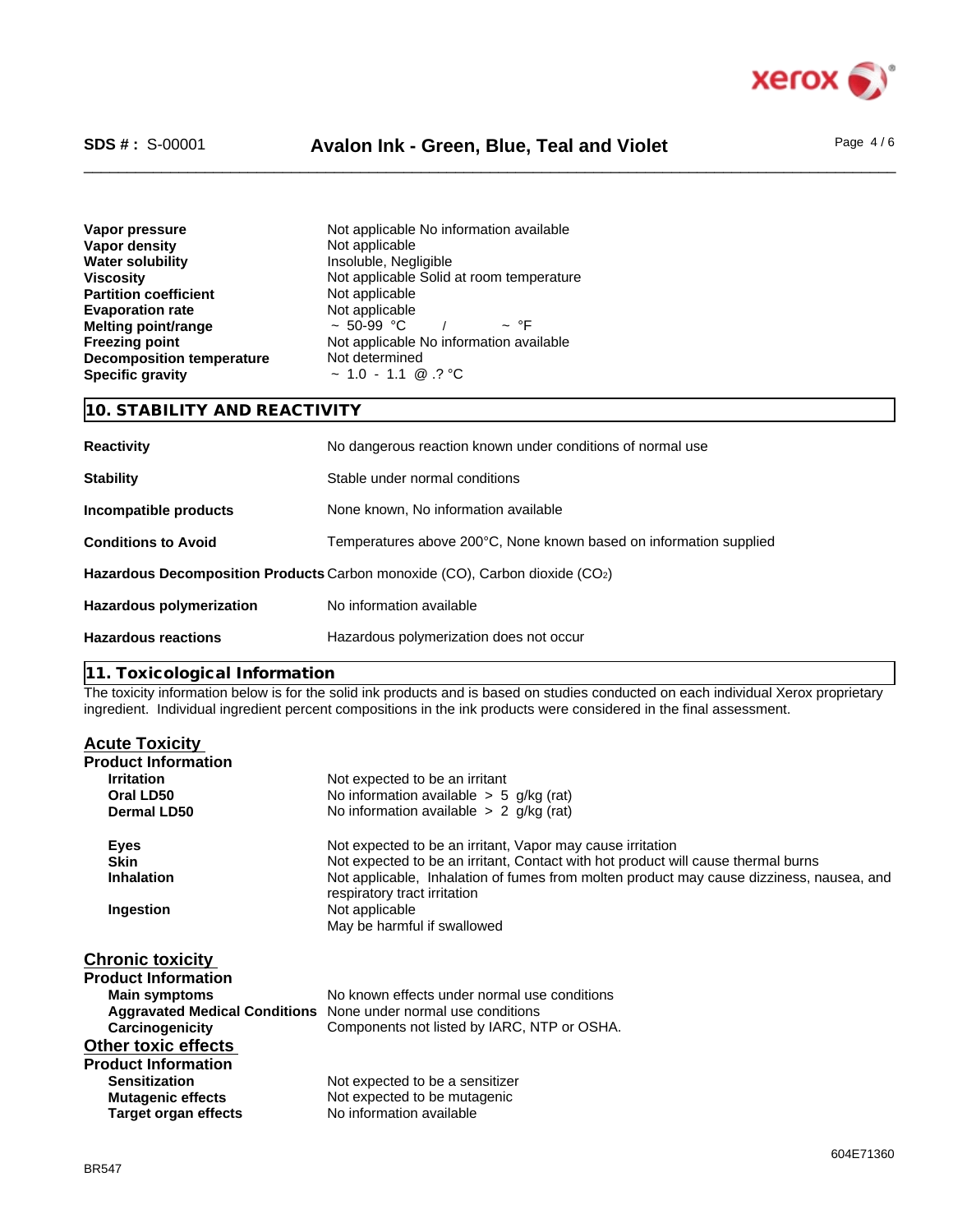| | |
|---|---|
| **Vapor pressure** | Not applicable No information available |
| **Vapor density** | Not applicable |
| **Water solubility** | Insoluble, Negligible |
| **Viscosity** | Not applicable Solid at room temperature |
| **Partition coefficient** | Not applicable |
| **Evaporation rate** | Not applicable |
| **Melting point/range** | ~ 50-99 °C / ~ °F |
| **Freezing point** | Not applicable No information available |
| **Decomposition temperature** | Not determined |
| **Specific gravity** | ~ 1.0 - 1.1 @ .? °C |

## 10. STABILITY AND REACTIVITY

| | |
|---|---|
| **Reactivity** | No dangerous reaction known under conditions of normal use |
| **Stability** | Stable under normal conditions |
| **Incompatible products** | None known, No information available |
| **Conditions to Avoid** | Temperatures above 200°C, None known based on information supplied |
| **Hazardous Decomposition Products** | Carbon monoxide (CO), Carbon dioxide ($CO_2$) |
| **Hazardous polymerization** | No information available |
| **Hazardous reactions** | Hazardous polymerization does not occur |

## 11. Toxicological Information

The toxicity information below is for the solid ink products and is based on studies conducted on each individual Xerox proprietary ingredient. Individual ingredient percent compositions in the ink products were considered in the final assessment.

### Acute Toxicity

**Product Information**

| | |
|---|---|
| **Irritation** | Not expected to be an irritant |
| **Oral LD50** | No information available > 5 g/kg (rat) |
| **Dermal LD50** | No information available > 2 g/kg (rat) |
| | |
| **Eyes** | Not expected to be an irritant, Vapor may cause irritation |
| **Skin** | Not expected to be an irritant, Contact with hot product will cause thermal burns |
| **Inhalation** | Not applicable, Inhalation of fumes from molten product may cause dizziness, nausea, and respiratory tract irritation |
| **Ingestion** | Not applicable<br>May be harmful if swallowed |

### Chronic toxicity

**Product Information**

| | |
|---|---|
| **Main symptoms** | No known effects under normal use conditions |
| **Aggravated Medical Conditions** | None under normal use conditions |
| **Carcinogenicity** | Components not listed by IARC, NTP or OSHA. |

### Other toxic effects

**Product Information**

| | |
|---|---|
| **Sensitization** | Not expected to be a sensitizer |
| **Mutagenic effects** | Not expected to be mutagenic |
| **Target organ effects** | No information available |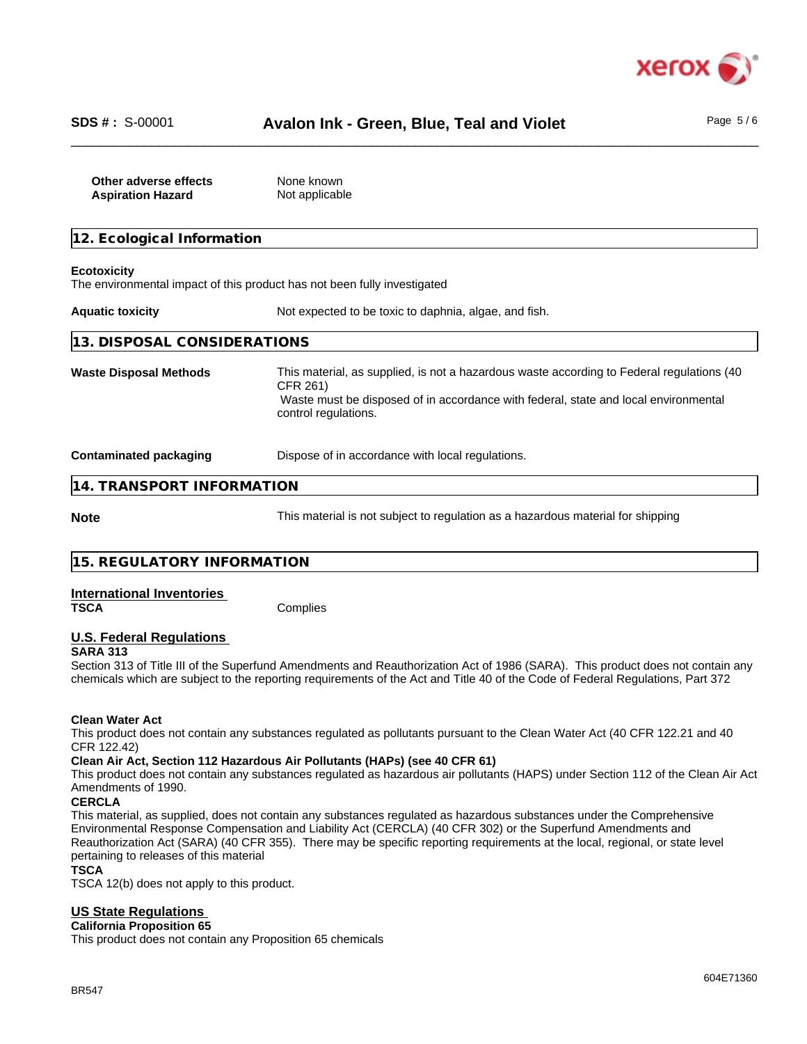**Other adverse effects** None known

**Aspiration Hazard** Not applicable

## 12. Ecological Information

**Ecotoxicity**

The environmental impact of this product has not been fully investigated

**Aquatic toxicity** Not expected to be toxic to daphnia, algae, and fish.

## 13. DISPOSAL CONSIDERATIONS

**Waste Disposal Methods** This material, as supplied, is not a hazardous waste according to Federal regulations (40 CFR 261)
Waste must be disposed of in accordance with federal, state and local environmental control regulations.

**Contaminated packaging** Dispose of in accordance with local regulations.

## 14. TRANSPORT INFORMATION

**Note** This material is not subject to regulation as a hazardous material for shipping

## 15. REGULATORY INFORMATION

### International Inventories

**TSCA** Complies

### U.S. Federal Regulations

**SARA 313**

Section 313 of Title III of the Superfund Amendments and Reauthorization Act of 1986 (SARA). This product does not contain any chemicals which are subject to the reporting requirements of the Act and Title 40 of the Code of Federal Regulations, Part 372

**Clean Water Act**

This product does not contain any substances regulated as pollutants pursuant to the Clean Water Act (40 CFR 122.21 and 40 CFR 122.42)

**Clean Air Act, Section 112 Hazardous Air Pollutants (HAPs) (see 40 CFR 61)**

This product does not contain any substances regulated as hazardous air pollutants (HAPS) under Section 112 of the Clean Air Act Amendments of 1990.

**CERCLA**

This material, as supplied, does not contain any substances regulated as hazardous substances under the Comprehensive Environmental Response Compensation and Liability Act (CERCLA) (40 CFR 302) or the Superfund Amendments and Reauthorization Act (SARA) (40 CFR 355). There may be specific reporting requirements at the local, regional, or state level pertaining to releases of this material

**TSCA**

TSCA 12(b) does not apply to this product.

### US State Regulations

**California Proposition 65**

This product does not contain any Proposition 65 chemicals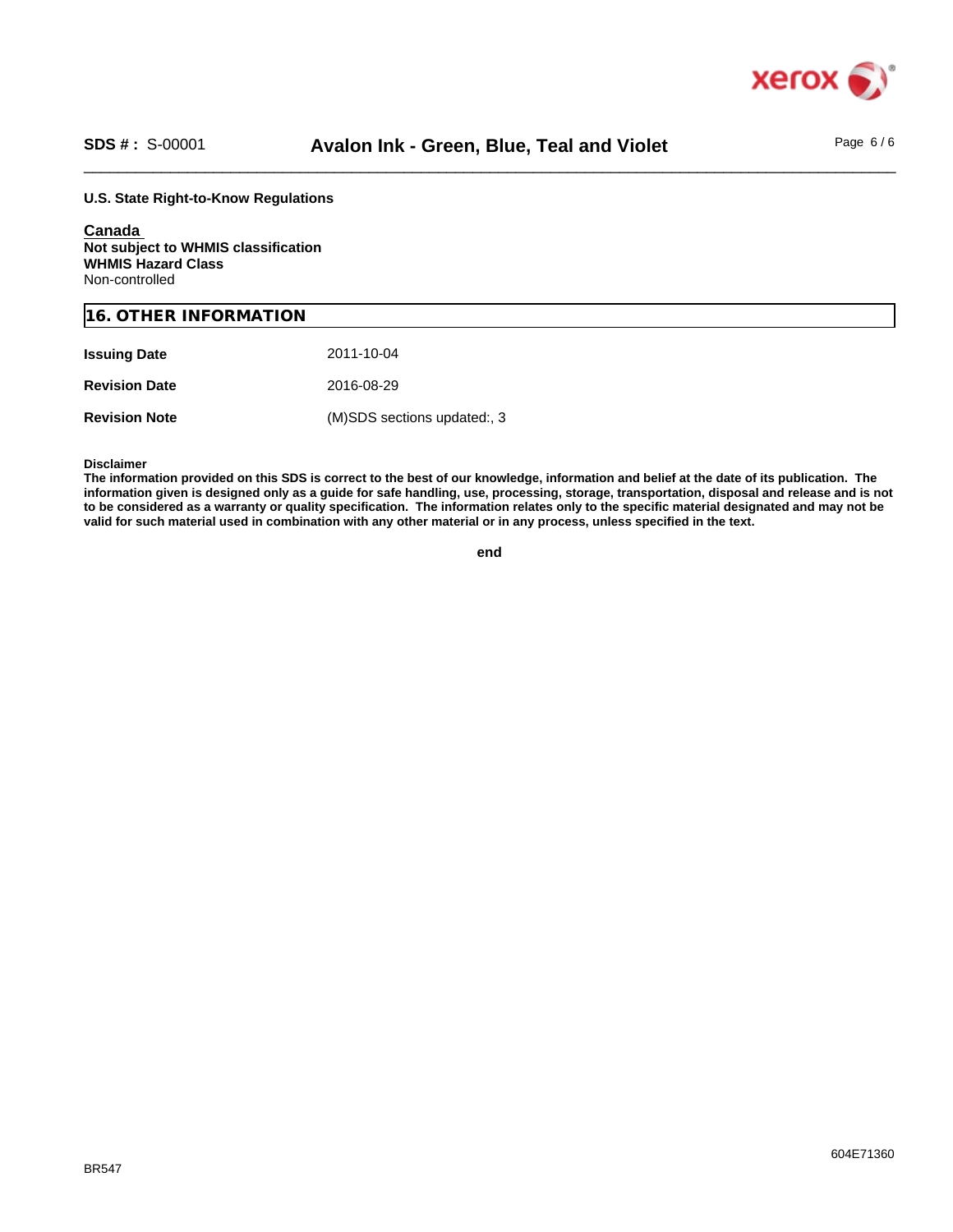**U.S. State Right-to-Know Regulations**

**Canada**
**Not subject to WHMIS classification**
**WHMIS Hazard Class**
Non-controlled

## 16. OTHER INFORMATION

| | |
|---|---|
| **Issuing Date** | 2011-10-04 |
| **Revision Date** | 2016-08-29 |
| **Revision Note** | (M)SDS sections updated:, 3 |

**Disclaimer**
**The information provided on this SDS is correct to the best of our knowledge, information and belief at the date of its publication. The information given is designed only as a guide for safe handling, use, processing, storage, transportation, disposal and release and is not to be considered as a warranty or quality specification. The information relates only to the specific material designated and may not be valid for such material used in combination with any other material or in any process, unless specified in the text.**

**end**

BR547

604E71360